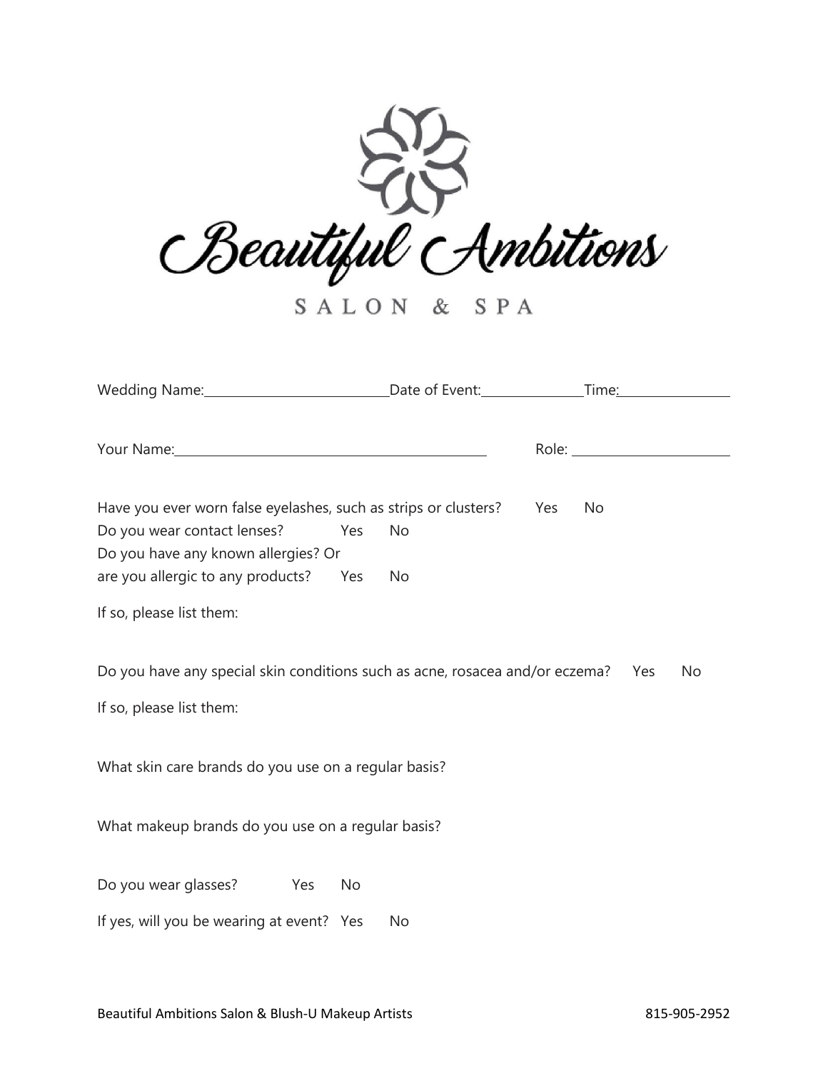# Beautiful Ambitions

SALON & SPA

Wedding Name:\_\_\_\_\_\_\_\_\_\_\_\_\_\_\_\_\_\_\_\_\_\_\_\_ Date of Event:\_\_\_\_\_\_\_\_\_\_\_\_\_\_ Time:\_\_\_\_\_\_\_\_\_\_\_\_\_\_

Your Name:\_\_\_\_\_\_\_\_\_\_\_\_\_\_\_\_\_\_\_\_\_\_\_\_\_\_\_\_\_\_\_\_\_\_\_\_\_\_\_\_ Role: \_\_\_\_\_\_\_\_\_\_\_\_\_\_\_\_\_\_\_\_

Have you ever worn false eyelashes, such as strips or clusters? Yes No

Do you wear contact lenses? Yes No

Do you have any known allergies? Or are you allergic to any products? Yes No

If so, please list them:

Do you have any special skin conditions such as acne, rosacea and/or eczema? Yes No

If so, please list them:

What skin care brands do you use on a regular basis?

What makeup brands do you use on a regular basis?

Do you wear glasses? Yes No

If yes, will you be wearing at event? Yes No

Beautiful Ambitions Salon & Blush-U Makeup Artists 815-905-2952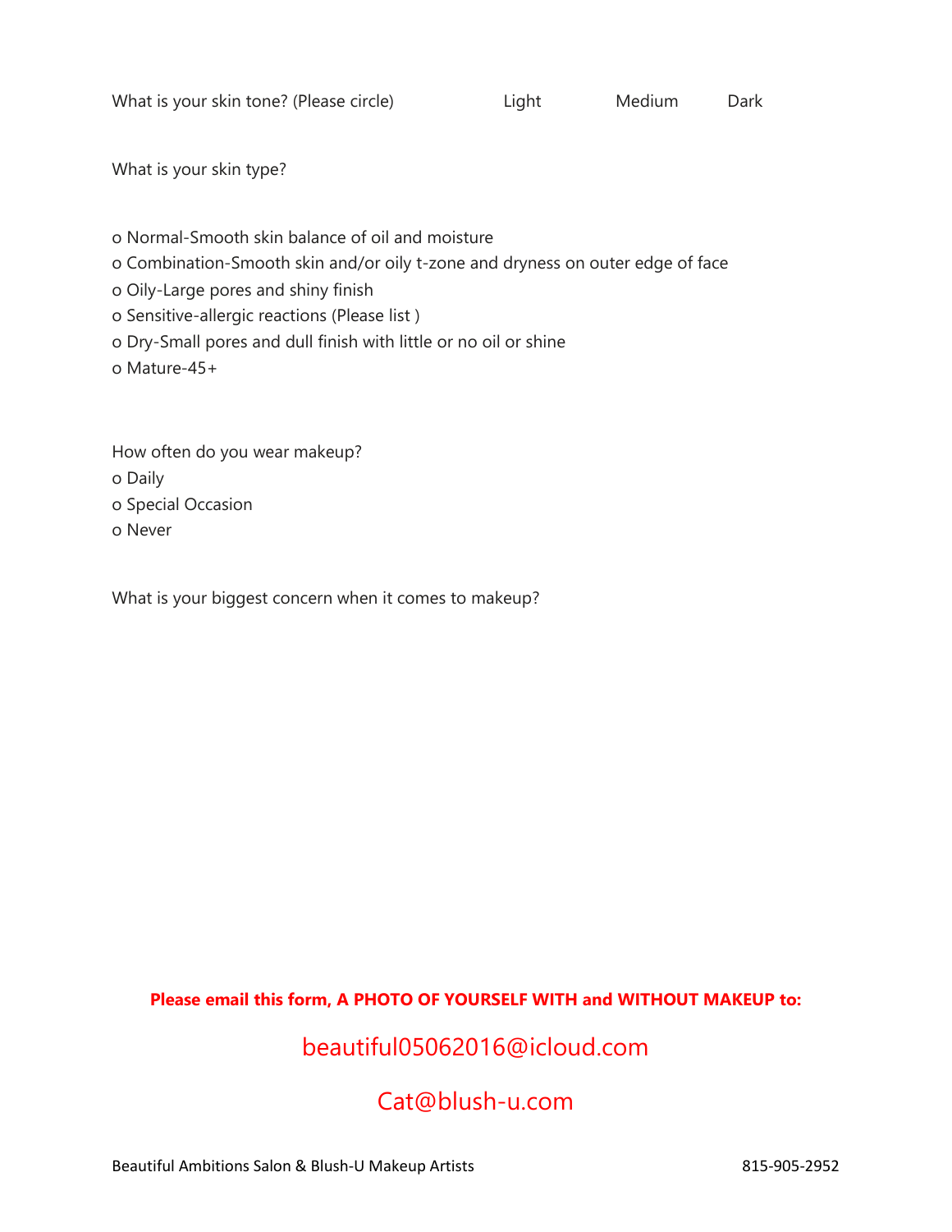What is your skin tone? (Please circle) Light Medium Dark

What is your skin type?

o Normal-Smooth skin balance of oil and moisture
o Combination-Smooth skin and/or oily t-zone and dryness on outer edge of face
o Oily-Large pores and shiny finish
o Sensitive-allergic reactions (Please list )
o Dry-Small pores and dull finish with little or no oil or shine
o Mature-45+

How often do you wear makeup?
o Daily
o Special Occasion
o Never

What is your biggest concern when it comes to makeup?

**Please email this form, A PHOTO OF YOURSELF WITH and WITHOUT MAKEUP to:**

beautiful05062016@icloud.com

Cat@blush-u.com

Beautiful Ambitions Salon & Blush-U Makeup Artists 815-905-2952